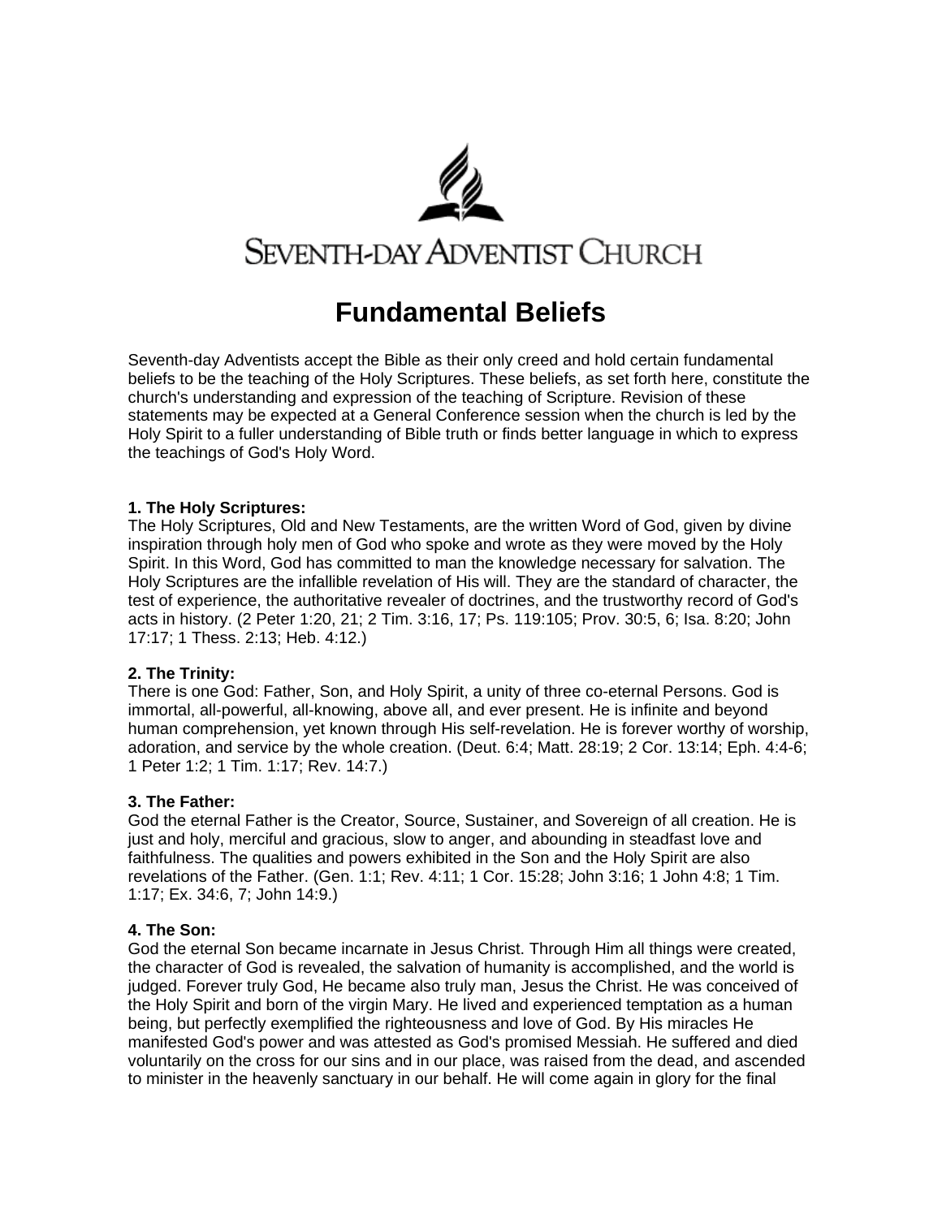SEVENTH-DAY ADVENTIST CHURCH

# Fundamental Beliefs

Seventh-day Adventists accept the Bible as their only creed and hold certain fundamental beliefs to be the teaching of the Holy Scriptures. These beliefs, as set forth here, constitute the church's understanding and expression of the teaching of Scripture. Revision of these statements may be expected at a General Conference session when the church is led by the Holy Spirit to a fuller understanding of Bible truth or finds better language in which to express the teachings of God's Holy Word.

**1. The Holy Scriptures:**
The Holy Scriptures, Old and New Testaments, are the written Word of God, given by divine inspiration through holy men of God who spoke and wrote as they were moved by the Holy Spirit. In this Word, God has committed to man the knowledge necessary for salvation. The Holy Scriptures are the infallible revelation of His will. They are the standard of character, the test of experience, the authoritative revealer of doctrines, and the trustworthy record of God's acts in history. (2 Peter 1:20, 21; 2 Tim. 3:16, 17; Ps. 119:105; Prov. 30:5, 6; Isa. 8:20; John 17:17; 1 Thess. 2:13; Heb. 4:12.)

**2. The Trinity:**
There is one God: Father, Son, and Holy Spirit, a unity of three co-eternal Persons. God is immortal, all-powerful, all-knowing, above all, and ever present. He is infinite and beyond human comprehension, yet known through His self-revelation. He is forever worthy of worship, adoration, and service by the whole creation. (Deut. 6:4; Matt. 28:19; 2 Cor. 13:14; Eph. 4:4-6; 1 Peter 1:2; 1 Tim. 1:17; Rev. 14:7.)

**3. The Father:**
God the eternal Father is the Creator, Source, Sustainer, and Sovereign of all creation. He is just and holy, merciful and gracious, slow to anger, and abounding in steadfast love and faithfulness. The qualities and powers exhibited in the Son and the Holy Spirit are also revelations of the Father. (Gen. 1:1; Rev. 4:11; 1 Cor. 15:28; John 3:16; 1 John 4:8; 1 Tim. 1:17; Ex. 34:6, 7; John 14:9.)

**4. The Son:**
God the eternal Son became incarnate in Jesus Christ. Through Him all things were created, the character of God is revealed, the salvation of humanity is accomplished, and the world is judged. Forever truly God, He became also truly man, Jesus the Christ. He was conceived of the Holy Spirit and born of the virgin Mary. He lived and experienced temptation as a human being, but perfectly exemplified the righteousness and love of God. By His miracles He manifested God's power and was attested as God's promised Messiah. He suffered and died voluntarily on the cross for our sins and in our place, was raised from the dead, and ascended to minister in the heavenly sanctuary in our behalf. He will come again in glory for the final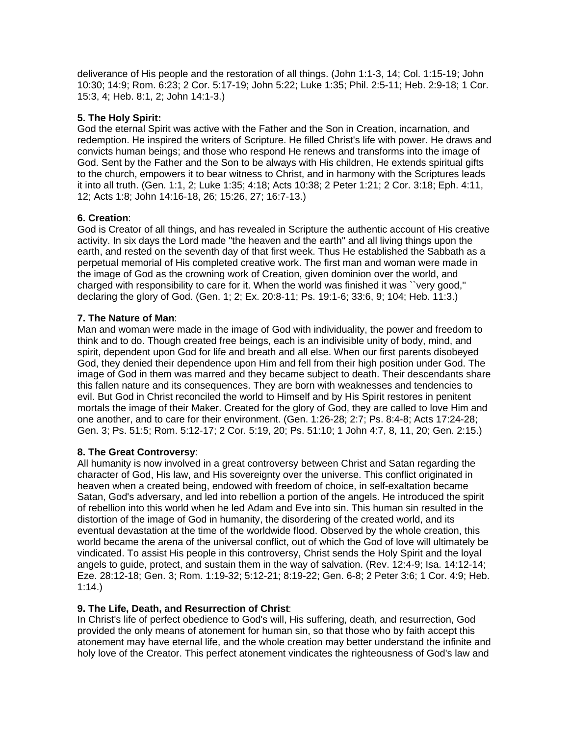deliverance of His people and the restoration of all things. (John 1:1-3, 14; Col. 1:15-19; John 10:30; 14:9; Rom. 6:23; 2 Cor. 5:17-19; John 5:22; Luke 1:35; Phil. 2:5-11; Heb. 2:9-18; 1 Cor. 15:3, 4; Heb. 8:1, 2; John 14:1-3.)

**5. The Holy Spirit:**
God the eternal Spirit was active with the Father and the Son in Creation, incarnation, and redemption. He inspired the writers of Scripture. He filled Christ's life with power. He draws and convicts human beings; and those who respond He renews and transforms into the image of God. Sent by the Father and the Son to be always with His children, He extends spiritual gifts to the church, empowers it to bear witness to Christ, and in harmony with the Scriptures leads it into all truth. (Gen. 1:1, 2; Luke 1:35; 4:18; Acts 10:38; 2 Peter 1:21; 2 Cor. 3:18; Eph. 4:11, 12; Acts 1:8; John 14:16-18, 26; 15:26, 27; 16:7-13.)

**6. Creation**:
God is Creator of all things, and has revealed in Scripture the authentic account of His creative activity. In six days the Lord made "the heaven and the earth" and all living things upon the earth, and rested on the seventh day of that first week. Thus He established the Sabbath as a perpetual memorial of His completed creative work. The first man and woman were made in the image of God as the crowning work of Creation, given dominion over the world, and charged with responsibility to care for it. When the world was finished it was ``very good,'' declaring the glory of God. (Gen. 1; 2; Ex. 20:8-11; Ps. 19:1-6; 33:6, 9; 104; Heb. 11:3.)

**7. The Nature of Man**:
Man and woman were made in the image of God with individuality, the power and freedom to think and to do. Though created free beings, each is an indivisible unity of body, mind, and spirit, dependent upon God for life and breath and all else. When our first parents disobeyed God, they denied their dependence upon Him and fell from their high position under God. The image of God in them was marred and they became subject to death. Their descendants share this fallen nature and its consequences. They are born with weaknesses and tendencies to evil. But God in Christ reconciled the world to Himself and by His Spirit restores in penitent mortals the image of their Maker. Created for the glory of God, they are called to love Him and one another, and to care for their environment. (Gen. 1:26-28; 2:7; Ps. 8:4-8; Acts 17:24-28; Gen. 3; Ps. 51:5; Rom. 5:12-17; 2 Cor. 5:19, 20; Ps. 51:10; 1 John 4:7, 8, 11, 20; Gen. 2:15.)

**8. The Great Controversy**:
All humanity is now involved in a great controversy between Christ and Satan regarding the character of God, His law, and His sovereignty over the universe. This conflict originated in heaven when a created being, endowed with freedom of choice, in self-exaltation became Satan, God's adversary, and led into rebellion a portion of the angels. He introduced the spirit of rebellion into this world when he led Adam and Eve into sin. This human sin resulted in the distortion of the image of God in humanity, the disordering of the created world, and its eventual devastation at the time of the worldwide flood. Observed by the whole creation, this world became the arena of the universal conflict, out of which the God of love will ultimately be vindicated. To assist His people in this controversy, Christ sends the Holy Spirit and the loyal angels to guide, protect, and sustain them in the way of salvation. (Rev. 12:4-9; Isa. 14:12-14; Eze. 28:12-18; Gen. 3; Rom. 1:19-32; 5:12-21; 8:19-22; Gen. 6-8; 2 Peter 3:6; 1 Cor. 4:9; Heb. 1:14.)

**9. The Life, Death, and Resurrection of Christ**:
In Christ's life of perfect obedience to God's will, His suffering, death, and resurrection, God provided the only means of atonement for human sin, so that those who by faith accept this atonement may have eternal life, and the whole creation may better understand the infinite and holy love of the Creator. This perfect atonement vindicates the righteousness of God's law and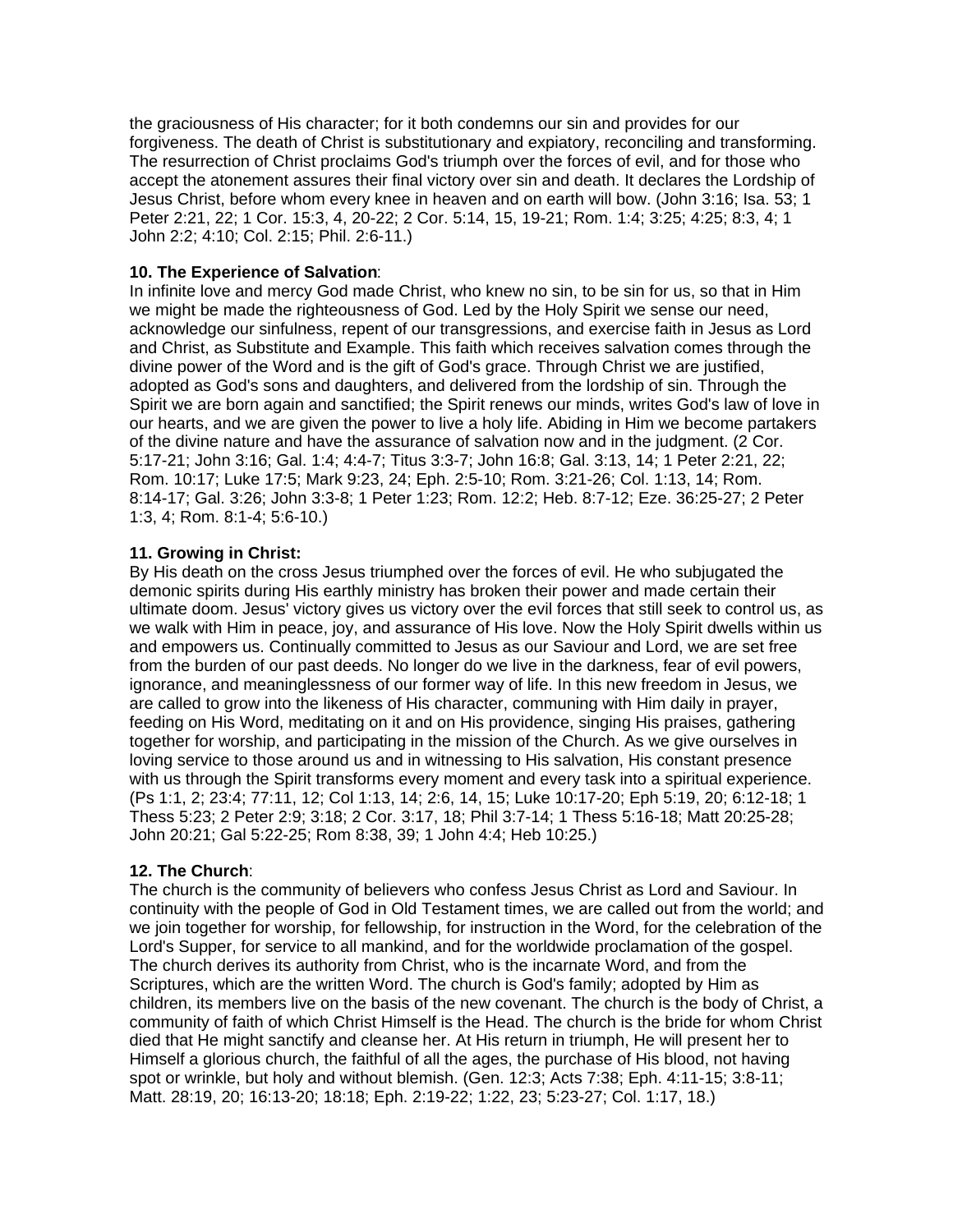the graciousness of His character; for it both condemns our sin and provides for our forgiveness. The death of Christ is substitutionary and expiatory, reconciling and transforming. The resurrection of Christ proclaims God's triumph over the forces of evil, and for those who accept the atonement assures their final victory over sin and death. It declares the Lordship of Jesus Christ, before whom every knee in heaven and on earth will bow. (John 3:16; Isa. 53; 1 Peter 2:21, 22; 1 Cor. 15:3, 4, 20-22; 2 Cor. 5:14, 15, 19-21; Rom. 1:4; 3:25; 4:25; 8:3, 4; 1 John 2:2; 4:10; Col. 2:15; Phil. 2:6-11.)

**10. The Experience of Salvation**:
In infinite love and mercy God made Christ, who knew no sin, to be sin for us, so that in Him we might be made the righteousness of God. Led by the Holy Spirit we sense our need, acknowledge our sinfulness, repent of our transgressions, and exercise faith in Jesus as Lord and Christ, as Substitute and Example. This faith which receives salvation comes through the divine power of the Word and is the gift of God's grace. Through Christ we are justified, adopted as God's sons and daughters, and delivered from the lordship of sin. Through the Spirit we are born again and sanctified; the Spirit renews our minds, writes God's law of love in our hearts, and we are given the power to live a holy life. Abiding in Him we become partakers of the divine nature and have the assurance of salvation now and in the judgment. (2 Cor. 5:17-21; John 3:16; Gal. 1:4; 4:4-7; Titus 3:3-7; John 16:8; Gal. 3:13, 14; 1 Peter 2:21, 22; Rom. 10:17; Luke 17:5; Mark 9:23, 24; Eph. 2:5-10; Rom. 3:21-26; Col. 1:13, 14; Rom. 8:14-17; Gal. 3:26; John 3:3-8; 1 Peter 1:23; Rom. 12:2; Heb. 8:7-12; Eze. 36:25-27; 2 Peter 1:3, 4; Rom. 8:1-4; 5:6-10.)

**11. Growing in Christ:**
By His death on the cross Jesus triumphed over the forces of evil. He who subjugated the demonic spirits during His earthly ministry has broken their power and made certain their ultimate doom. Jesus' victory gives us victory over the evil forces that still seek to control us, as we walk with Him in peace, joy, and assurance of His love. Now the Holy Spirit dwells within us and empowers us. Continually committed to Jesus as our Saviour and Lord, we are set free from the burden of our past deeds. No longer do we live in the darkness, fear of evil powers, ignorance, and meaninglessness of our former way of life. In this new freedom in Jesus, we are called to grow into the likeness of His character, communing with Him daily in prayer, feeding on His Word, meditating on it and on His providence, singing His praises, gathering together for worship, and participating in the mission of the Church. As we give ourselves in loving service to those around us and in witnessing to His salvation, His constant presence with us through the Spirit transforms every moment and every task into a spiritual experience. (Ps 1:1, 2; 23:4; 77:11, 12; Col 1:13, 14; 2:6, 14, 15; Luke 10:17-20; Eph 5:19, 20; 6:12-18; 1 Thess 5:23; 2 Peter 2:9; 3:18; 2 Cor. 3:17, 18; Phil 3:7-14; 1 Thess 5:16-18; Matt 20:25-28; John 20:21; Gal 5:22-25; Rom 8:38, 39; 1 John 4:4; Heb 10:25.)

**12. The Church**:
The church is the community of believers who confess Jesus Christ as Lord and Saviour. In continuity with the people of God in Old Testament times, we are called out from the world; and we join together for worship, for fellowship, for instruction in the Word, for the celebration of the Lord's Supper, for service to all mankind, and for the worldwide proclamation of the gospel. The church derives its authority from Christ, who is the incarnate Word, and from the Scriptures, which are the written Word. The church is God's family; adopted by Him as children, its members live on the basis of the new covenant. The church is the body of Christ, a community of faith of which Christ Himself is the Head. The church is the bride for whom Christ died that He might sanctify and cleanse her. At His return in triumph, He will present her to Himself a glorious church, the faithful of all the ages, the purchase of His blood, not having spot or wrinkle, but holy and without blemish. (Gen. 12:3; Acts 7:38; Eph. 4:11-15; 3:8-11; Matt. 28:19, 20; 16:13-20; 18:18; Eph. 2:19-22; 1:22, 23; 5:23-27; Col. 1:17, 18.)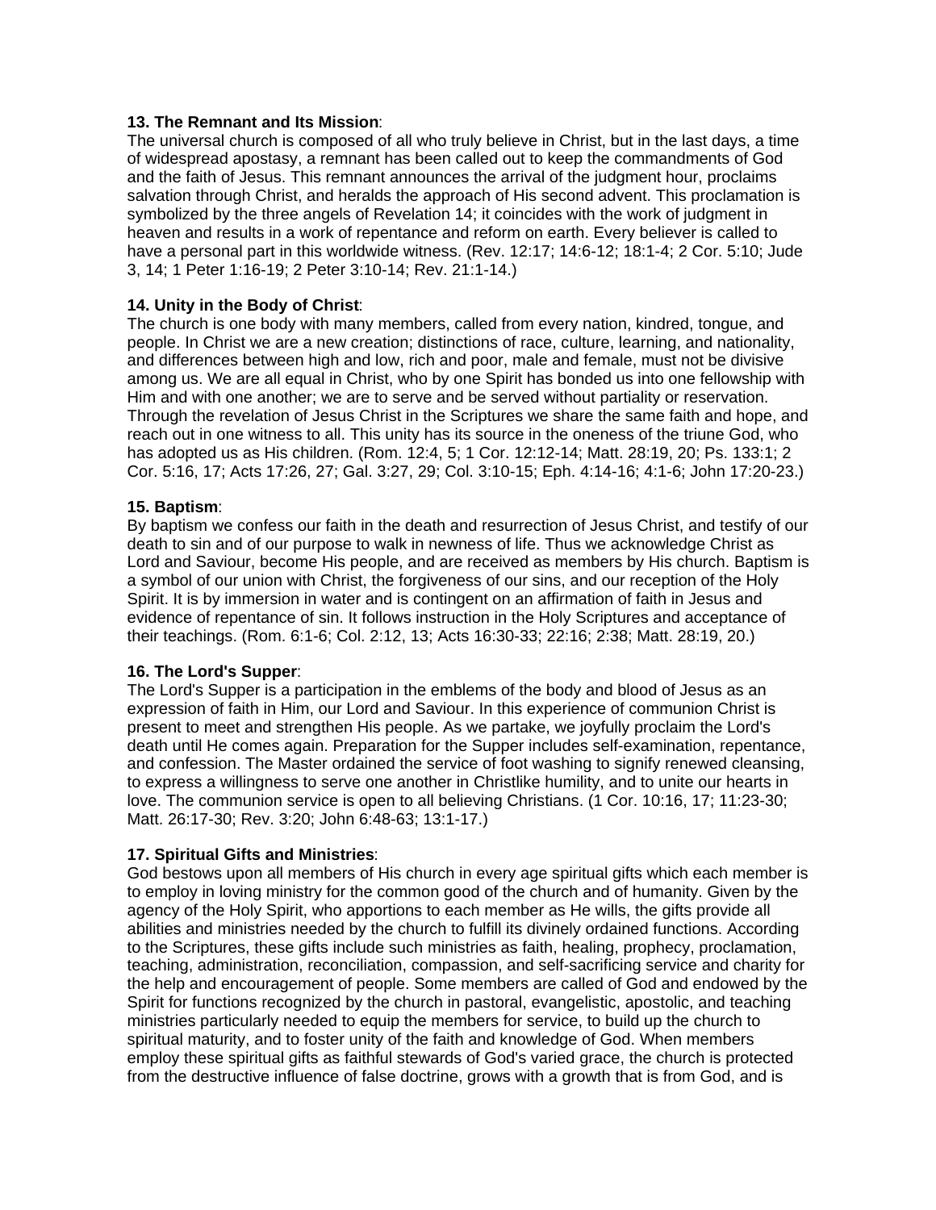**13. The Remnant and Its Mission**:
The universal church is composed of all who truly believe in Christ, but in the last days, a time of widespread apostasy, a remnant has been called out to keep the commandments of God and the faith of Jesus. This remnant announces the arrival of the judgment hour, proclaims salvation through Christ, and heralds the approach of His second advent. This proclamation is symbolized by the three angels of Revelation 14; it coincides with the work of judgment in heaven and results in a work of repentance and reform on earth. Every believer is called to have a personal part in this worldwide witness. (Rev. 12:17; 14:6-12; 18:1-4; 2 Cor. 5:10; Jude 3, 14; 1 Peter 1:16-19; 2 Peter 3:10-14; Rev. 21:1-14.)

**14. Unity in the Body of Christ**:
The church is one body with many members, called from every nation, kindred, tongue, and people. In Christ we are a new creation; distinctions of race, culture, learning, and nationality, and differences between high and low, rich and poor, male and female, must not be divisive among us. We are all equal in Christ, who by one Spirit has bonded us into one fellowship with Him and with one another; we are to serve and be served without partiality or reservation. Through the revelation of Jesus Christ in the Scriptures we share the same faith and hope, and reach out in one witness to all. This unity has its source in the oneness of the triune God, who has adopted us as His children. (Rom. 12:4, 5; 1 Cor. 12:12-14; Matt. 28:19, 20; Ps. 133:1; 2 Cor. 5:16, 17; Acts 17:26, 27; Gal. 3:27, 29; Col. 3:10-15; Eph. 4:14-16; 4:1-6; John 17:20-23.)

**15. Baptism**:
By baptism we confess our faith in the death and resurrection of Jesus Christ, and testify of our death to sin and of our purpose to walk in newness of life. Thus we acknowledge Christ as Lord and Saviour, become His people, and are received as members by His church. Baptism is a symbol of our union with Christ, the forgiveness of our sins, and our reception of the Holy Spirit. It is by immersion in water and is contingent on an affirmation of faith in Jesus and evidence of repentance of sin. It follows instruction in the Holy Scriptures and acceptance of their teachings. (Rom. 6:1-6; Col. 2:12, 13; Acts 16:30-33; 22:16; 2:38; Matt. 28:19, 20.)

**16. The Lord's Supper**:
The Lord's Supper is a participation in the emblems of the body and blood of Jesus as an expression of faith in Him, our Lord and Saviour. In this experience of communion Christ is present to meet and strengthen His people. As we partake, we joyfully proclaim the Lord's death until He comes again. Preparation for the Supper includes self-examination, repentance, and confession. The Master ordained the service of foot washing to signify renewed cleansing, to express a willingness to serve one another in Christlike humility, and to unite our hearts in love. The communion service is open to all believing Christians. (1 Cor. 10:16, 17; 11:23-30; Matt. 26:17-30; Rev. 3:20; John 6:48-63; 13:1-17.)

**17. Spiritual Gifts and Ministries**:
God bestows upon all members of His church in every age spiritual gifts which each member is to employ in loving ministry for the common good of the church and of humanity. Given by the agency of the Holy Spirit, who apportions to each member as He wills, the gifts provide all abilities and ministries needed by the church to fulfill its divinely ordained functions. According to the Scriptures, these gifts include such ministries as faith, healing, prophecy, proclamation, teaching, administration, reconciliation, compassion, and self-sacrificing service and charity for the help and encouragement of people. Some members are called of God and endowed by the Spirit for functions recognized by the church in pastoral, evangelistic, apostolic, and teaching ministries particularly needed to equip the members for service, to build up the church to spiritual maturity, and to foster unity of the faith and knowledge of God. When members employ these spiritual gifts as faithful stewards of God's varied grace, the church is protected from the destructive influence of false doctrine, grows with a growth that is from God, and is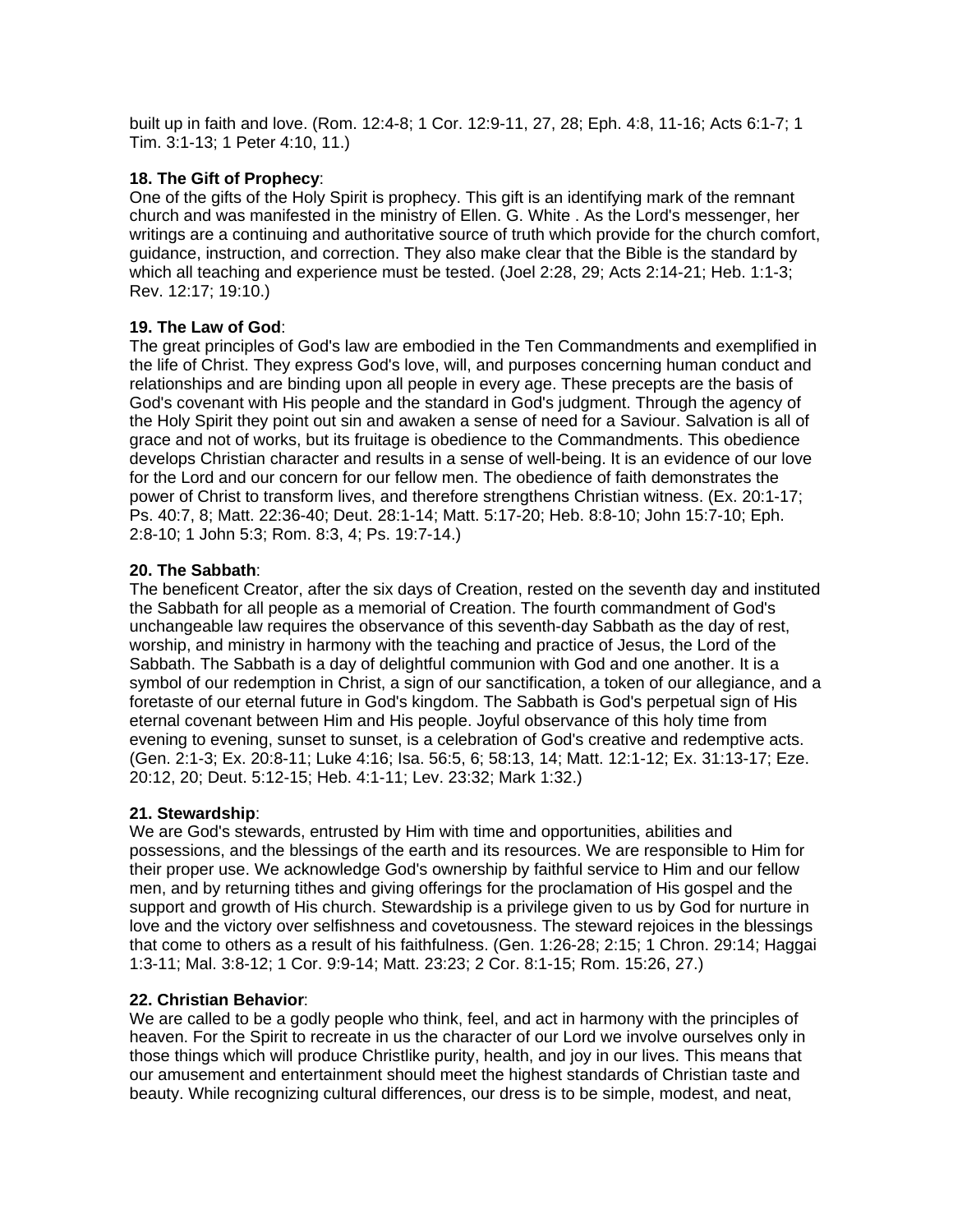built up in faith and love. (Rom. 12:4-8; 1 Cor. 12:9-11, 27, 28; Eph. 4:8, 11-16; Acts 6:1-7; 1 Tim. 3:1-13; 1 Peter 4:10, 11.)

**18. The Gift of Prophecy**:
One of the gifts of the Holy Spirit is prophecy. This gift is an identifying mark of the remnant church and was manifested in the ministry of Ellen. G. White . As the Lord's messenger, her writings are a continuing and authoritative source of truth which provide for the church comfort, guidance, instruction, and correction. They also make clear that the Bible is the standard by which all teaching and experience must be tested. (Joel 2:28, 29; Acts 2:14-21; Heb. 1:1-3; Rev. 12:17; 19:10.)

**19. The Law of God**:
The great principles of God's law are embodied in the Ten Commandments and exemplified in the life of Christ. They express God's love, will, and purposes concerning human conduct and relationships and are binding upon all people in every age. These precepts are the basis of God's covenant with His people and the standard in God's judgment. Through the agency of the Holy Spirit they point out sin and awaken a sense of need for a Saviour. Salvation is all of grace and not of works, but its fruitage is obedience to the Commandments. This obedience develops Christian character and results in a sense of well-being. It is an evidence of our love for the Lord and our concern for our fellow men. The obedience of faith demonstrates the power of Christ to transform lives, and therefore strengthens Christian witness. (Ex. 20:1-17; Ps. 40:7, 8; Matt. 22:36-40; Deut. 28:1-14; Matt. 5:17-20; Heb. 8:8-10; John 15:7-10; Eph. 2:8-10; 1 John 5:3; Rom. 8:3, 4; Ps. 19:7-14.)

**20. The Sabbath**:
The beneficent Creator, after the six days of Creation, rested on the seventh day and instituted the Sabbath for all people as a memorial of Creation. The fourth commandment of God's unchangeable law requires the observance of this seventh-day Sabbath as the day of rest, worship, and ministry in harmony with the teaching and practice of Jesus, the Lord of the Sabbath. The Sabbath is a day of delightful communion with God and one another. It is a symbol of our redemption in Christ, a sign of our sanctification, a token of our allegiance, and a foretaste of our eternal future in God's kingdom. The Sabbath is God's perpetual sign of His eternal covenant between Him and His people. Joyful observance of this holy time from evening to evening, sunset to sunset, is a celebration of God's creative and redemptive acts. (Gen. 2:1-3; Ex. 20:8-11; Luke 4:16; Isa. 56:5, 6; 58:13, 14; Matt. 12:1-12; Ex. 31:13-17; Eze. 20:12, 20; Deut. 5:12-15; Heb. 4:1-11; Lev. 23:32; Mark 1:32.)

**21. Stewardship**:
We are God's stewards, entrusted by Him with time and opportunities, abilities and possessions, and the blessings of the earth and its resources. We are responsible to Him for their proper use. We acknowledge God's ownership by faithful service to Him and our fellow men, and by returning tithes and giving offerings for the proclamation of His gospel and the support and growth of His church. Stewardship is a privilege given to us by God for nurture in love and the victory over selfishness and covetousness. The steward rejoices in the blessings that come to others as a result of his faithfulness. (Gen. 1:26-28; 2:15; 1 Chron. 29:14; Haggai 1:3-11; Mal. 3:8-12; 1 Cor. 9:9-14; Matt. 23:23; 2 Cor. 8:1-15; Rom. 15:26, 27.)

**22. Christian Behavior**:
We are called to be a godly people who think, feel, and act in harmony with the principles of heaven. For the Spirit to recreate in us the character of our Lord we involve ourselves only in those things which will produce Christlike purity, health, and joy in our lives. This means that our amusement and entertainment should meet the highest standards of Christian taste and beauty. While recognizing cultural differences, our dress is to be simple, modest, and neat,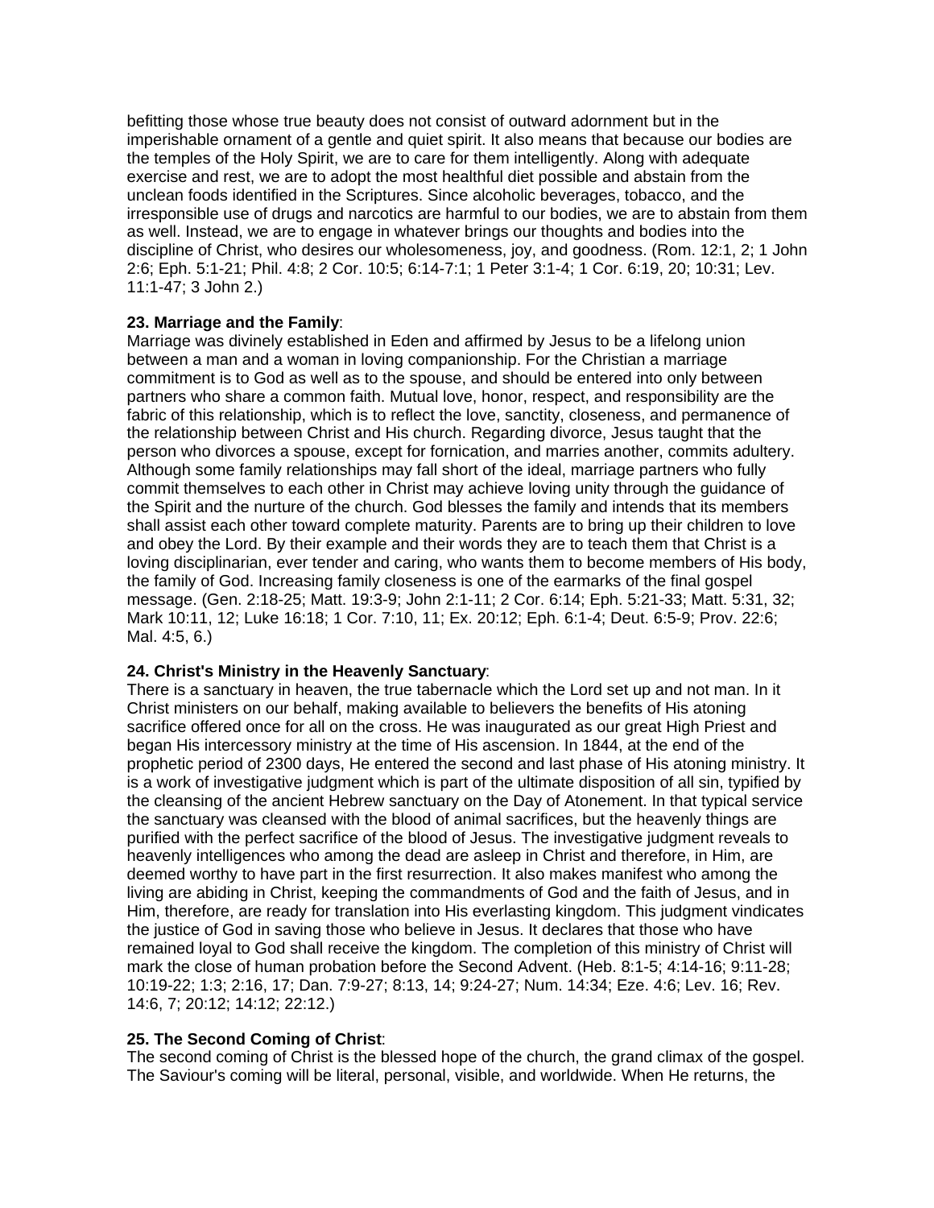befitting those whose true beauty does not consist of outward adornment but in the imperishable ornament of a gentle and quiet spirit. It also means that because our bodies are the temples of the Holy Spirit, we are to care for them intelligently. Along with adequate exercise and rest, we are to adopt the most healthful diet possible and abstain from the unclean foods identified in the Scriptures. Since alcoholic beverages, tobacco, and the irresponsible use of drugs and narcotics are harmful to our bodies, we are to abstain from them as well. Instead, we are to engage in whatever brings our thoughts and bodies into the discipline of Christ, who desires our wholesomeness, joy, and goodness. (Rom. 12:1, 2; 1 John 2:6; Eph. 5:1-21; Phil. 4:8; 2 Cor. 10:5; 6:14-7:1; 1 Peter 3:1-4; 1 Cor. 6:19, 20; 10:31; Lev. 11:1-47; 3 John 2.)

**23. Marriage and the Family**:
Marriage was divinely established in Eden and affirmed by Jesus to be a lifelong union between a man and a woman in loving companionship. For the Christian a marriage commitment is to God as well as to the spouse, and should be entered into only between partners who share a common faith. Mutual love, honor, respect, and responsibility are the fabric of this relationship, which is to reflect the love, sanctity, closeness, and permanence of the relationship between Christ and His church. Regarding divorce, Jesus taught that the person who divorces a spouse, except for fornication, and marries another, commits adultery. Although some family relationships may fall short of the ideal, marriage partners who fully commit themselves to each other in Christ may achieve loving unity through the guidance of the Spirit and the nurture of the church. God blesses the family and intends that its members shall assist each other toward complete maturity. Parents are to bring up their children to love and obey the Lord. By their example and their words they are to teach them that Christ is a loving disciplinarian, ever tender and caring, who wants them to become members of His body, the family of God. Increasing family closeness is one of the earmarks of the final gospel message. (Gen. 2:18-25; Matt. 19:3-9; John 2:1-11; 2 Cor. 6:14; Eph. 5:21-33; Matt. 5:31, 32; Mark 10:11, 12; Luke 16:18; 1 Cor. 7:10, 11; Ex. 20:12; Eph. 6:1-4; Deut. 6:5-9; Prov. 22:6; Mal. 4:5, 6.)

**24. Christ's Ministry in the Heavenly Sanctuary**:
There is a sanctuary in heaven, the true tabernacle which the Lord set up and not man. In it Christ ministers on our behalf, making available to believers the benefits of His atoning sacrifice offered once for all on the cross. He was inaugurated as our great High Priest and began His intercessory ministry at the time of His ascension. In 1844, at the end of the prophetic period of 2300 days, He entered the second and last phase of His atoning ministry. It is a work of investigative judgment which is part of the ultimate disposition of all sin, typified by the cleansing of the ancient Hebrew sanctuary on the Day of Atonement. In that typical service the sanctuary was cleansed with the blood of animal sacrifices, but the heavenly things are purified with the perfect sacrifice of the blood of Jesus. The investigative judgment reveals to heavenly intelligences who among the dead are asleep in Christ and therefore, in Him, are deemed worthy to have part in the first resurrection. It also makes manifest who among the living are abiding in Christ, keeping the commandments of God and the faith of Jesus, and in Him, therefore, are ready for translation into His everlasting kingdom. This judgment vindicates the justice of God in saving those who believe in Jesus. It declares that those who have remained loyal to God shall receive the kingdom. The completion of this ministry of Christ will mark the close of human probation before the Second Advent. (Heb. 8:1-5; 4:14-16; 9:11-28; 10:19-22; 1:3; 2:16, 17; Dan. 7:9-27; 8:13, 14; 9:24-27; Num. 14:34; Eze. 4:6; Lev. 16; Rev. 14:6, 7; 20:12; 14:12; 22:12.)

**25. The Second Coming of Christ**:
The second coming of Christ is the blessed hope of the church, the grand climax of the gospel. The Saviour's coming will be literal, personal, visible, and worldwide. When He returns, the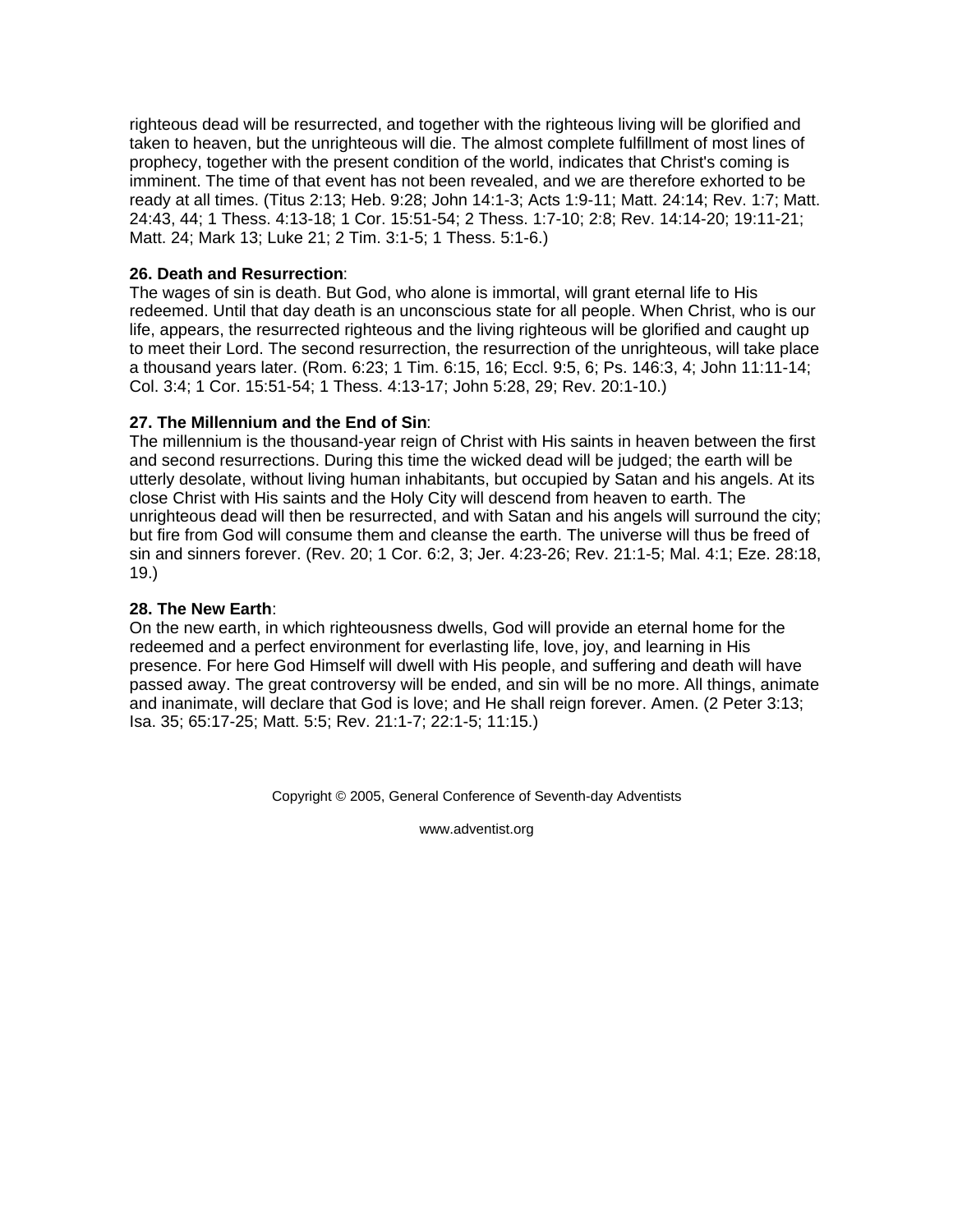righteous dead will be resurrected, and together with the righteous living will be glorified and taken to heaven, but the unrighteous will die. The almost complete fulfillment of most lines of prophecy, together with the present condition of the world, indicates that Christ's coming is imminent. The time of that event has not been revealed, and we are therefore exhorted to be ready at all times. (Titus 2:13; Heb. 9:28; John 14:1-3; Acts 1:9-11; Matt. 24:14; Rev. 1:7; Matt. 24:43, 44; 1 Thess. 4:13-18; 1 Cor. 15:51-54; 2 Thess. 1:7-10; 2:8; Rev. 14:14-20; 19:11-21; Matt. 24; Mark 13; Luke 21; 2 Tim. 3:1-5; 1 Thess. 5:1-6.)

**26. Death and Resurrection**:
The wages of sin is death. But God, who alone is immortal, will grant eternal life to His redeemed. Until that day death is an unconscious state for all people. When Christ, who is our life, appears, the resurrected righteous and the living righteous will be glorified and caught up to meet their Lord. The second resurrection, the resurrection of the unrighteous, will take place a thousand years later. (Rom. 6:23; 1 Tim. 6:15, 16; Eccl. 9:5, 6; Ps. 146:3, 4; John 11:11-14; Col. 3:4; 1 Cor. 15:51-54; 1 Thess. 4:13-17; John 5:28, 29; Rev. 20:1-10.)

**27. The Millennium and the End of Sin**:
The millennium is the thousand-year reign of Christ with His saints in heaven between the first and second resurrections. During this time the wicked dead will be judged; the earth will be utterly desolate, without living human inhabitants, but occupied by Satan and his angels. At its close Christ with His saints and the Holy City will descend from heaven to earth. The unrighteous dead will then be resurrected, and with Satan and his angels will surround the city; but fire from God will consume them and cleanse the earth. The universe will thus be freed of sin and sinners forever. (Rev. 20; 1 Cor. 6:2, 3; Jer. 4:23-26; Rev. 21:1-5; Mal. 4:1; Eze. 28:18, 19.)

**28. The New Earth**:
On the new earth, in which righteousness dwells, God will provide an eternal home for the redeemed and a perfect environment for everlasting life, love, joy, and learning in His presence. For here God Himself will dwell with His people, and suffering and death will have passed away. The great controversy will be ended, and sin will be no more. All things, animate and inanimate, will declare that God is love; and He shall reign forever. Amen. (2 Peter 3:13; Isa. 35; 65:17-25; Matt. 5:5; Rev. 21:1-7; 22:1-5; 11:15.)

Copyright © 2005, General Conference of Seventh-day Adventists

www.adventist.org